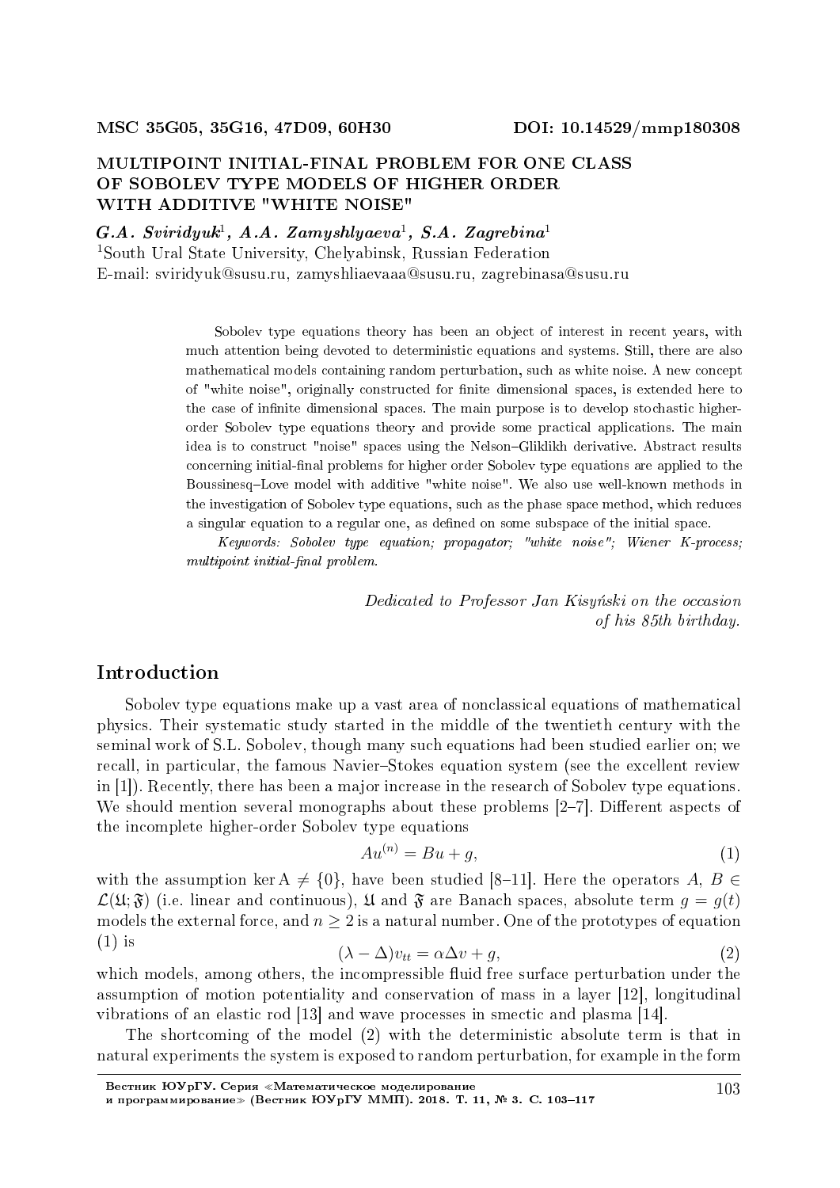MSC 35G05, 35G16, 47D09, 60H30 DOI: 10.14529/mmp180308

# MULTIPOINT INITIAL-FINAL PROBLEM FOR ONE CLASS OF SOBOLEV TYPE MODELS OF HIGHER ORDER WITH ADDITIVE "WHITE NOISE"

***G.A. Sviridyuk***[1]**, *A.A. Zamyshlyaeva***[1]**, *S.A. Zagrebina***[1]

[1]South Ural State University, Chelyabinsk, Russian Federation

E-mail: sviridyuk@susu.ru, zamyshliaevaaa@susu.ru, zagrebinasa@susu.ru

Sobolev type equations theory has been an object of interest in recent years, with much attention being devoted to deterministic equations and systems. Still, there are also mathematical models containing random perturbation, such as white noise. A new concept of "white noise", originally constructed for finite dimensional spaces, is extended here to the case of infinite dimensional spaces. The main purpose is to develop stochastic higher-order Sobolev type equations theory and provide some practical applications. The main idea is to construct "noise" spaces using the Nelson–Gliklikh derivative. Abstract results concerning initial-final problems for higher order Sobolev type equations are applied to the Boussinesq–Love model with additive "white noise". We also use well-known methods in the investigation of Sobolev type equations, such as the phase space method, which reduces a singular equation to a regular one, as defined on some subspace of the initial space.

*Keywords: Sobolev type equation; propagator; "white noise"; Wiener K-process; multipoint initial-final problem.*

*Dedicated to Professor Jan Kisyński on the occasion of his 85th birthday.*

## Introduction

Sobolev type equations make up a vast area of nonclassical equations of mathematical physics. Their systematic study started in the middle of the twentieth century with the seminal work of S.L. Sobolev, though many such equations had been studied earlier on; we recall, in particular, the famous Navier–Stokes equation system (see the excellent review in [1]). Recently, there has been a major increase in the research of Sobolev type equations. We should mention several monographs about these problems [2–7]. Different aspects of the incomplete higher-order Sobolev type equations

$$Au^{(n)} = Bu + g, \tag{1}$$

with the assumption $\ker A \neq \{0\}$, have been studied [8–11]. Here the operators $A, B \in \mathcal{L}(\mathfrak{U}; \mathfrak{F})$ (i.e. linear and continuous), $\mathfrak{U}$ and $\mathfrak{F}$ are Banach spaces, absolute term $g = g(t)$ models the external force, and $n \geq 2$ is a natural number. One of the prototypes of equation (1) is

$$(\lambda - \Delta)v_{tt} = \alpha\Delta v + g, \tag{2}$$

which models, among others, the incompressible fluid free surface perturbation under the assumption of motion potentiality and conservation of mass in a layer [12], longitudinal vibrations of an elastic rod [13] and wave processes in smectic and plasma [14].

The shortcoming of the model (2) with the deterministic absolute term is that in natural experiments the system is exposed to random perturbation, for example in the form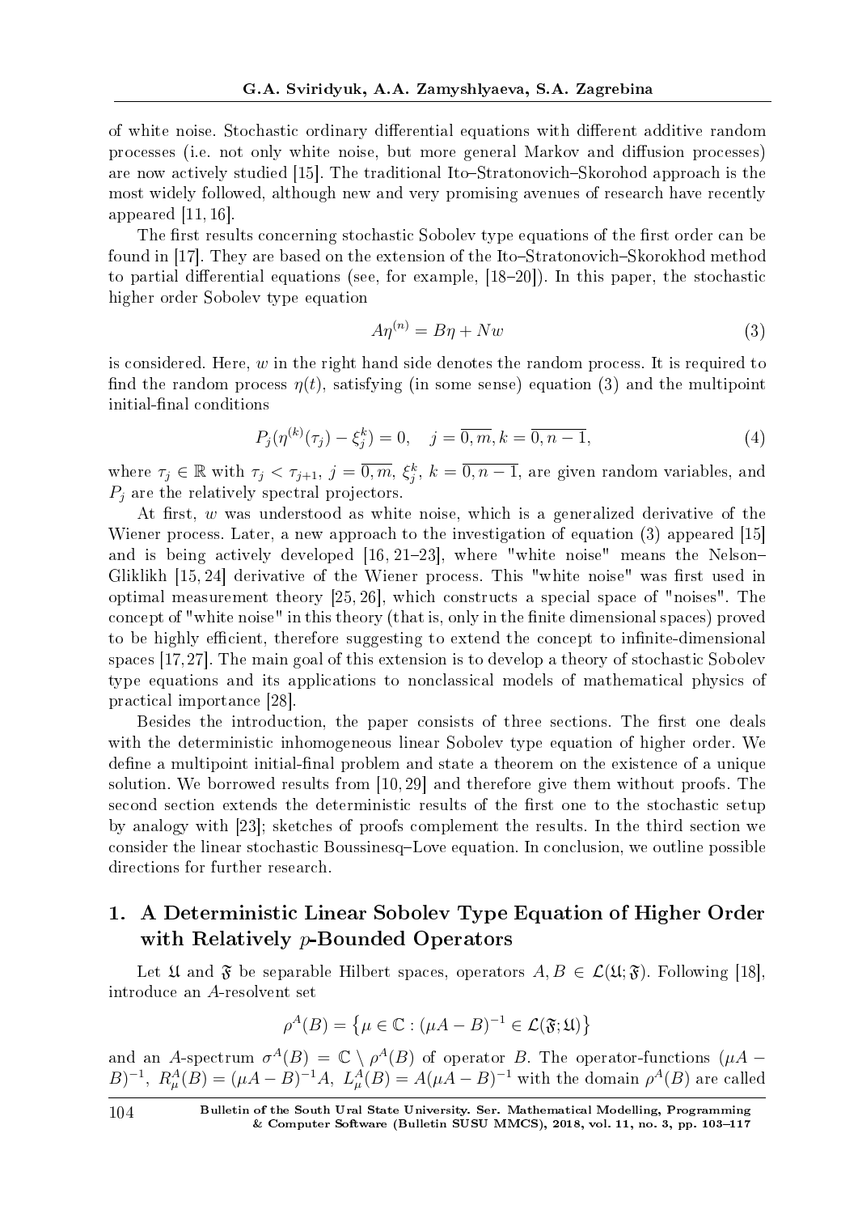of white noise. Stochastic ordinary differential equations with different additive random processes (i.e. not only white noise, but more general Markov and diffusion processes) are now actively studied [15]. The traditional Ito–Stratonovich–Skorohod approach is the most widely followed, although new and very promising avenues of research have recently appeared [11, 16].

The first results concerning stochastic Sobolev type equations of the first order can be found in [17]. They are based on the extension of the Ito–Stratonovich–Skorokhod method to partial differential equations (see, for example, [18–20]). In this paper, the stochastic higher order Sobolev type equation

$$A\eta^{(n)} = B\eta + Nw \tag{3}$$

is considered. Here, $w$ in the right hand side denotes the random process. It is required to find the random process $\eta(t)$, satisfying (in some sense) equation (3) and the multipoint initial-final conditions

$$P_j(\eta^{(k)}(\tau_j) - \xi_j^k) = 0, \quad j = \overline{0,m}, k = \overline{0,n-1}, \tag{4}$$

where $\tau_j \in \mathbb{R}$ with $\tau_j < \tau_{j+1}$, $j = \overline{0,m}$, $\xi_j^k$, $k = \overline{0,n-1}$, are given random variables, and $P_j$ are the relatively spectral projectors.

At first, $w$ was understood as white noise, which is a generalized derivative of the Wiener process. Later, a new approach to the investigation of equation (3) appeared [15] and is being actively developed [16, 21–23], where "white noise" means the Nelson–Gliklikh [15, 24] derivative of the Wiener process. This "white noise" was first used in optimal measurement theory [25, 26], which constructs a special space of "noises". The concept of "white noise" in this theory (that is, only in the finite dimensional spaces) proved to be highly efficient, therefore suggesting to extend the concept to infinite-dimensional spaces [17, 27]. The main goal of this extension is to develop a theory of stochastic Sobolev type equations and its applications to nonclassical models of mathematical physics of practical importance [28].

Besides the introduction, the paper consists of three sections. The first one deals with the deterministic inhomogeneous linear Sobolev type equation of higher order. We define a multipoint initial-final problem and state a theorem on the existence of a unique solution. We borrowed results from [10, 29] and therefore give them without proofs. The second section extends the deterministic results of the first one to the stochastic setup by analogy with [23]; sketches of proofs complement the results. In the third section we consider the linear stochastic Boussinesq–Love equation. In conclusion, we outline possible directions for further research.

## 1. A Deterministic Linear Sobolev Type Equation of Higher Order with Relatively $p$-Bounded Operators

Let $\mathfrak{U}$ and $\mathfrak{F}$ be separable Hilbert spaces, operators $A, B \in \mathcal{L}(\mathfrak{U}; \mathfrak{F})$. Following [18], introduce an $A$-resolvent set

$$\rho^A(B) = \left\{\mu \in \mathbb{C} : (\mu A - B)^{-1} \in \mathcal{L}(\mathfrak{F}; \mathfrak{U})\right\}$$

and an $A$-spectrum $\sigma^A(B) = \mathbb{C} \setminus \rho^A(B)$ of operator $B$. The operator-functions $(\mu A - B)^{-1}$, $R_\mu^A(B) = (\mu A - B)^{-1}A$, $L_\mu^A(B) = A(\mu A - B)^{-1}$ with the domain $\rho^A(B)$ are called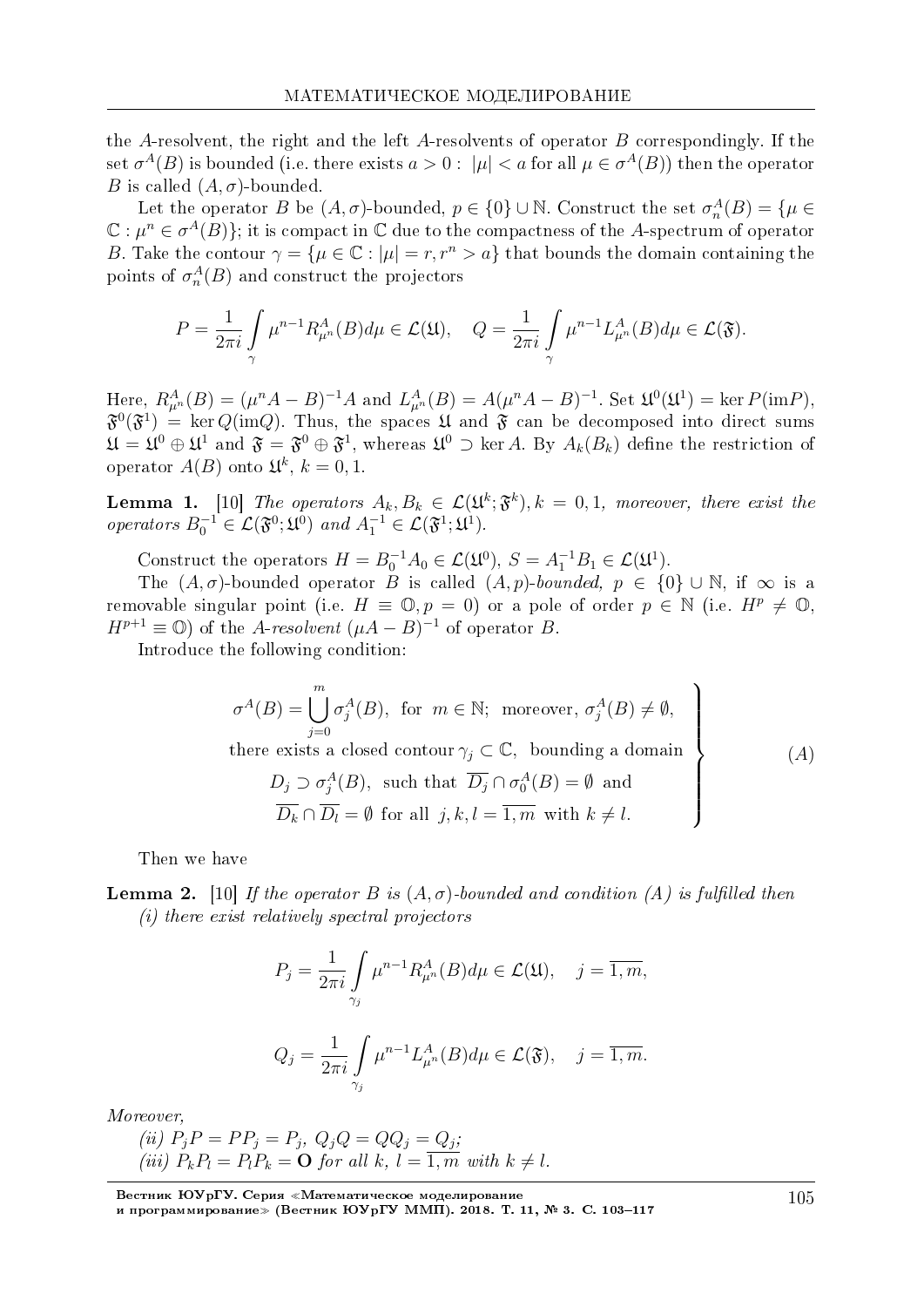the $A$-resolvent, the right and the left $A$-resolvents of operator $B$ correspondingly. If the set $\sigma^A(B)$ is bounded (i.e. there exists $a > 0 : \ |\mu| < a$ for all $\mu \in \sigma^A(B)$) then the operator $B$ is called $(A, \sigma)$-bounded.

Let the operator $B$ be $(A, \sigma)$-bounded, $p \in \{0\} \cup \mathbb{N}$. Construct the set $\sigma_n^A(B) = \{\mu \in \mathbb{C} : \mu^n \in \sigma^A(B)\}$; it is compact in $\mathbb{C}$ due to the compactness of the $A$-spectrum of operator $B$. Take the contour $\gamma = \{\mu \in \mathbb{C} : |\mu| = r, r^n > a\}$ that bounds the domain containing the points of $\sigma_n^A(B)$ and construct the projectors

$$P = \frac{1}{2\pi i} \int\limits_{\gamma} \mu^{n-1} R_{\mu^n}^A(B) d\mu \in \mathcal{L}(\mathfrak{U}), \quad Q = \frac{1}{2\pi i} \int\limits_{\gamma} \mu^{n-1} L_{\mu^n}^A(B) d\mu \in \mathcal{L}(\mathfrak{F}).$$

Here, $R_{\mu^n}^A(B) = (\mu^n A - B)^{-1} A$ and $L_{\mu^n}^A(B) = A(\mu^n A - B)^{-1}$. Set $\mathfrak{U}^0(\mathfrak{U}^1) = \ker P(\operatorname{im} P)$, $\mathfrak{F}^0(\mathfrak{F}^1) = \ker Q(\operatorname{im} Q)$. Thus, the spaces $\mathfrak{U}$ and $\mathfrak{F}$ can be decomposed into direct sums $\mathfrak{U} = \mathfrak{U}^0 \oplus \mathfrak{U}^1$ and $\mathfrak{F} = \mathfrak{F}^0 \oplus \mathfrak{F}^1$, whereas $\mathfrak{U}^0 \supset \ker A$. By $A_k(B_k)$ define the restriction of operator $A(B)$ onto $\mathfrak{U}^k$, $k = 0, 1$.

**Lemma 1.** [10] *The operators $A_k, B_k \in \mathcal{L}(\mathfrak{U}^k; \mathfrak{F}^k), k = 0, 1$, moreover, there exist the operators $B_0^{-1} \in \mathcal{L}(\mathfrak{F}^0; \mathfrak{U}^0)$ and $A_1^{-1} \in \mathcal{L}(\mathfrak{F}^1; \mathfrak{U}^1)$.*

Construct the operators $H = B_0^{-1} A_0 \in \mathcal{L}(\mathfrak{U}^0)$, $S = A_1^{-1} B_1 \in \mathcal{L}(\mathfrak{U}^1)$.

The $(A, \sigma)$-bounded operator $B$ is called *$(A, p)$-bounded*, $p \in \{0\} \cup \mathbb{N}$, if $\infty$ is a removable singular point (i.e. $H \equiv \mathbb{O}, p = 0$) or a pole of order $p \in \mathbb{N}$ (i.e. $H^p \neq \mathbb{O}$, $H^{p+1} \equiv \mathbb{O}$) of the *$A$-resolvent* $(\mu A - B)^{-1}$ of operator $B$.

Introduce the following condition:

$$\left.\begin{array}{c}
\sigma^A(B) = \bigcup\limits_{j=0}^{m} \sigma_j^A(B), \ \text{for} \ m \in \mathbb{N}; \ \text{moreover,} \ \sigma_j^A(B) \neq \emptyset, \\
\text{there exists a closed contour} \ \gamma_j \subset \mathbb{C}, \ \text{bounding a domain} \\
D_j \supset \sigma_j^A(B), \ \text{such that} \ \overline{D_j} \cap \sigma_0^A(B) = \emptyset \ \text{and} \\
\overline{D_k} \cap \overline{D_l} = \emptyset \ \text{for all} \ j, k, l = \overline{1, m} \ \text{with} \ k \neq l.
\end{array}\right\} \qquad (A)$$

Then we have

**Lemma 2.** [10] *If the operator $B$ is $(A, \sigma)$-bounded and condition $(A)$ is fulfilled then*
*(i) there exist relatively spectral projectors*

$$P_j = \frac{1}{2\pi i} \int\limits_{\gamma_j} \mu^{n-1} R_{\mu^n}^A(B) d\mu \in \mathcal{L}(\mathfrak{U}), \quad j = \overline{1, m},$$

$$Q_j = \frac{1}{2\pi i} \int\limits_{\gamma_j} \mu^{n-1} L_{\mu^n}^A(B) d\mu \in \mathcal{L}(\mathfrak{F}), \quad j = \overline{1, m}.$$

*Moreover,*
*(ii) $P_j P = P P_j = P_j$, $Q_j Q = Q Q_j = Q_j$;*
*(iii) $P_k P_l = P_l P_k = \mathbf{O}$ for all $k, \ l = \overline{1, m}$ with $k \neq l$.*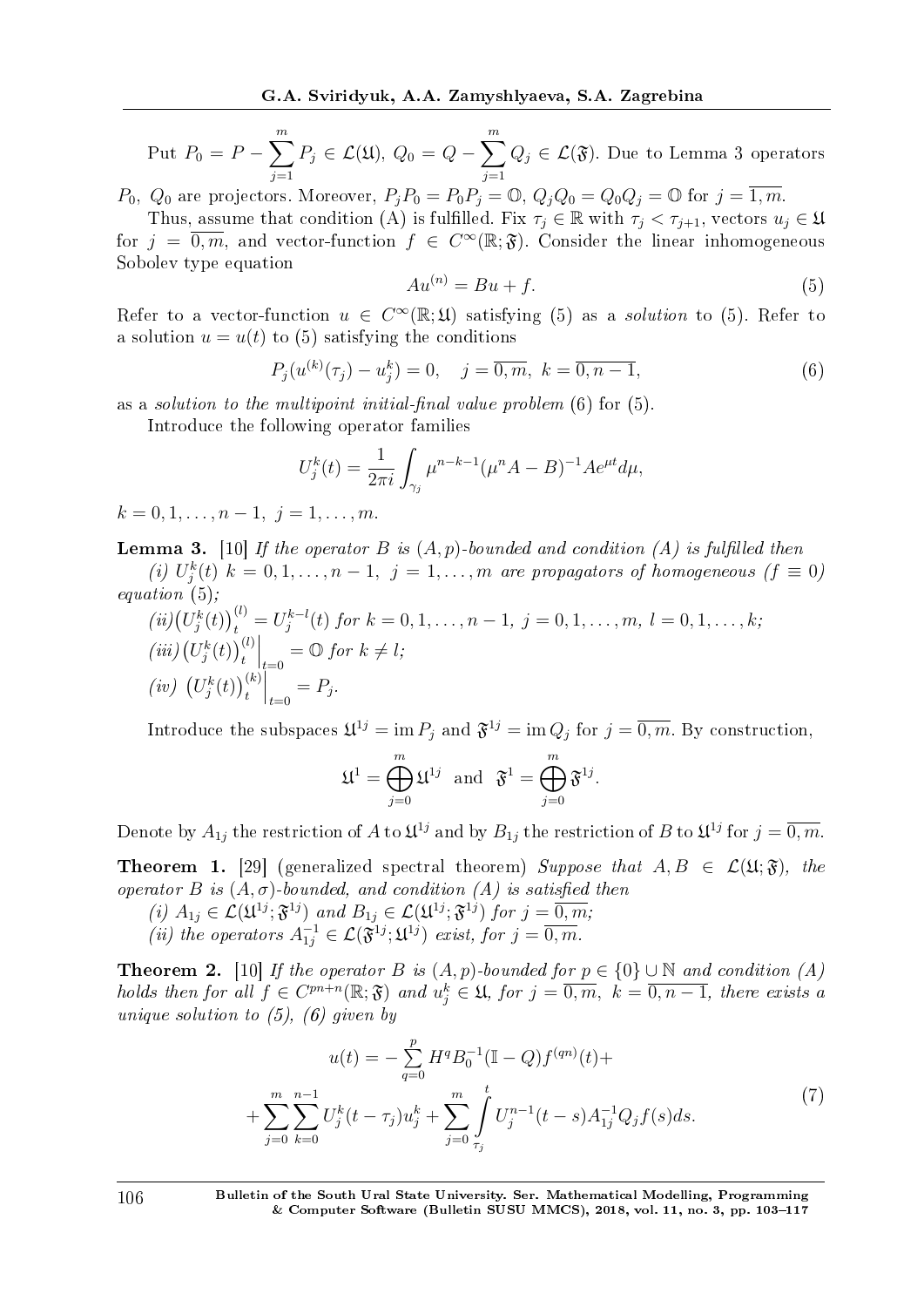Put $P_0 = P - \sum\limits_{j=1}^{m} P_j \in \mathcal{L}(\mathfrak{U})$, $Q_0 = Q - \sum\limits_{j=1}^{m} Q_j \in \mathcal{L}(\mathfrak{F})$. Due to Lemma 3 operators $P_0$, $Q_0$ are projectors. Moreover, $P_jP_0 = P_0P_j = \mathbb{O}$, $Q_jQ_0 = Q_0Q_j = \mathbb{O}$ for $j = \overline{1,m}$.

Thus, assume that condition (A) is fulfilled. Fix $\tau_j \in \mathbb{R}$ with $\tau_j < \tau_{j+1}$, vectors $u_j \in \mathfrak{U}$ for $j = \overline{0,m}$, and vector-function $f \in C^\infty(\mathbb{R};\mathfrak{F})$. Consider the linear inhomogeneous Sobolev type equation

$$Au^{(n)} = Bu + f. \tag{5}$$

Refer to a vector-function $u \in C^\infty(\mathbb{R};\mathfrak{U})$ satisfying (5) as a *solution* to (5). Refer to a solution $u = u(t)$ to (5) satisfying the conditions

$$P_j(u^{(k)}(\tau_j) - u_j^k) = 0, \quad j = \overline{0,m},\ k = \overline{0,n-1}, \tag{6}$$

as a *solution to the multipoint initial-final value problem* (6) for (5).

Introduce the following operator families

$$U_j^k(t) = \frac{1}{2\pi i}\int_{\gamma_j} \mu^{n-k-1}(\mu^n A - B)^{-1} A e^{\mu t} d\mu,$$

$k = 0,1,\ldots,n-1,\ j = 1,\ldots,m.$

**Lemma 3.** [10] *If the operator $B$ is $(A,p)$-bounded and condition (A) is fulfilled then*

*(i) $U_j^k(t)$ $k = 0,1,\ldots,n-1$, $j = 1,\ldots,m$ are propagators of homogeneous ($f \equiv 0$) equation* (5)*;*

*(ii)$\left(U_j^k(t)\right)_t^{(l)} = U_j^{k-l}(t)$ for $k = 0,1,\ldots,n-1$, $j = 0,1,\ldots,m$, $l = 0,1,\ldots,k$;*

*(iii)$\left(U_j^k(t)\right)_t^{(l)}\Big|_{t=0} = \mathbb{O}$ for $k \neq l$;*

*(iv) $\left(U_j^k(t)\right)_t^{(k)}\Big|_{t=0} = P_j$.*

Introduce the subspaces $\mathfrak{U}^{1j} = \operatorname{im} P_j$ and $\mathfrak{F}^{1j} = \operatorname{im} Q_j$ for $j = \overline{0,m}$. By construction,

$$\mathfrak{U}^1 = \bigoplus_{j=0}^{m} \mathfrak{U}^{1j} \ \text{ and } \ \mathfrak{F}^1 = \bigoplus_{j=0}^{m} \mathfrak{F}^{1j}.$$

Denote by $A_{1j}$ the restriction of $A$ to $\mathfrak{U}^{1j}$ and by $B_{1j}$ the restriction of $B$ to $\mathfrak{U}^{1j}$ for $j = \overline{0,m}$.

**Theorem 1.** [29] (generalized spectral theorem) *Suppose that $A, B \in \mathcal{L}(\mathfrak{U};\mathfrak{F})$, the operator $B$ is $(A,\sigma)$-bounded, and condition (A) is satisfied then*

*(i) $A_{1j} \in \mathcal{L}(\mathfrak{U}^{1j};\mathfrak{F}^{1j})$ and $B_{1j} \in \mathcal{L}(\mathfrak{U}^{1j};\mathfrak{F}^{1j})$ for $j = \overline{0,m}$;*

*(ii) the operators $A_{1j}^{-1} \in \mathcal{L}(\mathfrak{F}^{1j};\mathfrak{U}^{1j})$ exist, for $j = \overline{0,m}$.*

**Theorem 2.** [10] *If the operator $B$ is $(A,p)$-bounded for $p \in \{0\} \cup \mathbb{N}$ and condition (A) holds then for all $f \in C^{pn+n}(\mathbb{R};\mathfrak{F})$ and $u_j^k \in \mathfrak{U}$, for $j = \overline{0,m}$, $k = \overline{0,n-1}$, there exists a unique solution to (5), (6) given by*

$$\begin{gathered} u(t) = -\sum_{q=0}^{p} H^q B_0^{-1}(\mathbb{I} - Q) f^{(qn)}(t) + \\ + \sum_{j=0}^{m}\sum_{k=0}^{n-1} U_j^k(t - \tau_j) u_j^k + \sum_{j=0}^{m} \int_{\tau_j}^{t} U_j^{n-1}(t-s) A_{1j}^{-1} Q_j f(s) ds. \end{gathered} \tag{7}$$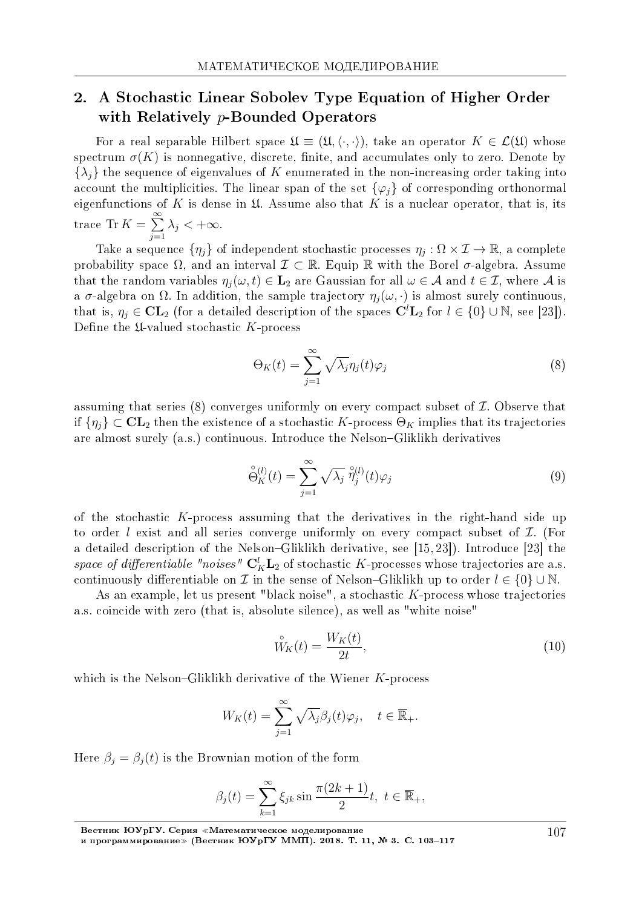## 2. A Stochastic Linear Sobolev Type Equation of Higher Order with Relatively $p$-Bounded Operators

For a real separable Hilbert space $\mathfrak{U} \equiv (\mathfrak{U}, \langle \cdot, \cdot \rangle)$, take an operator $K \in \mathcal{L}(\mathfrak{U})$ whose spectrum $\sigma(K)$ is nonnegative, discrete, finite, and accumulates only to zero. Denote by $\{\lambda_j\}$ the sequence of eigenvalues of $K$ enumerated in the non-increasing order taking into account the multiplicities. The linear span of the set $\{\varphi_j\}$ of corresponding orthonormal eigenfunctions of $K$ is dense in $\mathfrak{U}$. Assume also that $K$ is a nuclear operator, that is, its trace $\operatorname{Tr} K = \sum\limits_{j=1}^{\infty} \lambda_j < +\infty$.

Take a sequence $\{\eta_j\}$ of independent stochastic processes $\eta_j : \Omega \times \mathcal{I} \to \mathbb{R}$, a complete probability space $\Omega$, and an interval $\mathcal{I} \subset \mathbb{R}$. Equip $\mathbb{R}$ with the Borel $\sigma$-algebra. Assume that the random variables $\eta_j(\omega, t) \in \mathbf{L}_2$ are Gaussian for all $\omega \in \mathcal{A}$ and $t \in \mathcal{I}$, where $\mathcal{A}$ is a $\sigma$-algebra on $\Omega$. In addition, the sample trajectory $\eta_j(\omega, \cdot)$ is almost surely continuous, that is, $\eta_j \in \mathbf{CL}_2$ (for a detailed description of the spaces $\mathbf{C}^l\mathbf{L}_2$ for $l \in \{0\} \cup \mathbb{N}$, see [23]). Define the $\mathfrak{U}$-valued stochastic $K$-process

$$\Theta_K(t) = \sum_{j=1}^{\infty} \sqrt{\lambda_j} \eta_j(t) \varphi_j \tag{8}$$

assuming that series (8) converges uniformly on every compact subset of $\mathcal{I}$. Observe that if $\{\eta_j\} \subset \mathbf{CL}_2$ then the existence of a stochastic $K$-process $\Theta_K$ implies that its trajectories are almost surely (a.s.) continuous. Introduce the Nelson–Gliklikh derivatives

$$\overset{\circ}{\Theta}{}^{(l)}_K(t) = \sum_{j=1}^{\infty} \sqrt{\lambda_j}\, \overset{\circ}{\eta}{}^{(l)}_j(t) \varphi_j \tag{9}$$

of the stochastic $K$-process assuming that the derivatives in the right-hand side up to order $l$ exist and all series converge uniformly on every compact subset of $\mathcal{I}$. (For a detailed description of the Nelson–Gliklikh derivative, see [15, 23]). Introduce [23] the *space of differentiable "noises"* $\mathbf{C}^l_K\mathbf{L}_2$ of stochastic $K$-processes whose trajectories are a.s. continuously differentiable on $\mathcal{I}$ in the sense of Nelson–Gliklikh up to order $l \in \{0\} \cup \mathbb{N}$.

As an example, let us present "black noise", a stochastic $K$-process whose trajectories a.s. coincide with zero (that is, absolute silence), as well as "white noise"

$$\overset{\circ}{W}_K(t) = \frac{W_K(t)}{2t}, \tag{10}$$

which is the Nelson–Gliklikh derivative of the Wiener $K$-process

$$W_K(t) = \sum_{j=1}^{\infty} \sqrt{\lambda_j} \beta_j(t) \varphi_j, \quad t \in \overline{\mathbb{R}}_+.$$

Here $\beta_j = \beta_j(t)$ is the Brownian motion of the form

$$\beta_j(t) = \sum_{k=1}^{\infty} \xi_{jk} \sin \frac{\pi(2k+1)}{2} t, \ t \in \overline{\mathbb{R}}_+,$$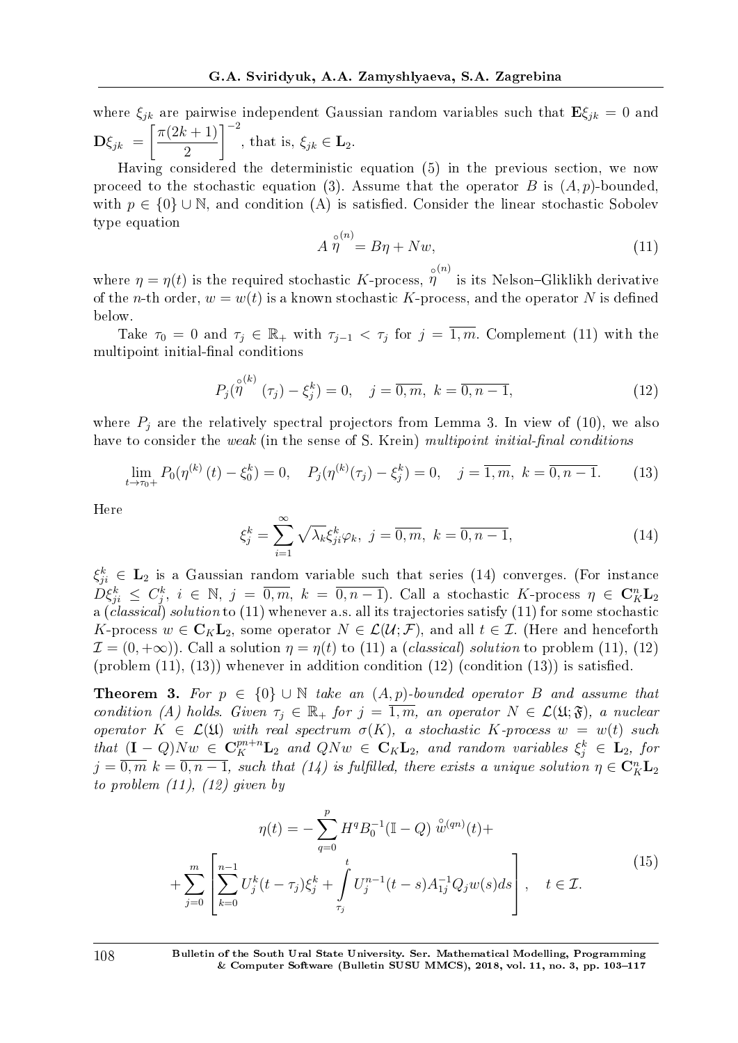where $\xi_{jk}$ are pairwise independent Gaussian random variables such that $\mathbf{E}\xi_{jk} = 0$ and $\mathbf{D}\xi_{jk} = \left[\dfrac{\pi(2k+1)}{2}\right]^{-2}$, that is, $\xi_{jk} \in \mathbf{L}_2$.

Having considered the deterministic equation (5) in the previous section, we now proceed to the stochastic equation (3). Assume that the operator $B$ is $(A,p)$-bounded, with $p \in \{0\} \cup \mathbb{N}$, and condition (A) is satisfied. Consider the linear stochastic Sobolev type equation

$$A \overset{\circ}{\eta}{}^{(n)} = B\eta + Nw, \tag{11}$$

where $\eta = \eta(t)$ is the required stochastic $K$-process, $\overset{\circ}{\eta}{}^{(n)}$ is its Nelson–Gliklikh derivative of the $n$-th order, $w = w(t)$ is a known stochastic $K$-process, and the operator $N$ is defined below.

Take $\tau_0 = 0$ and $\tau_j \in \mathbb{R}_+$ with $\tau_{j-1} < \tau_j$ for $j = \overline{1,m}$. Complement (11) with the multipoint initial-final conditions

$$P_j(\overset{\circ}{\eta}{}^{(k)}(\tau_j) - \xi_j^k) = 0, \quad j = \overline{0,m},\ k = \overline{0,n-1}, \tag{12}$$

where $P_j$ are the relatively spectral projectors from Lemma 3. In view of (10), we also have to consider the *weak* (in the sense of S. Krein) *multipoint initial-final conditions*

$$\lim_{t \to \tau_0+} P_0(\eta^{(k)}(t) - \xi_0^k) = 0, \quad P_j(\eta^{(k)}(\tau_j) - \xi_j^k) = 0, \quad j = \overline{1,m},\ k = \overline{0,n-1}. \tag{13}$$

Here

$$\xi_j^k = \sum_{i=1}^{\infty} \sqrt{\lambda_k}\xi_{ji}^k \varphi_k,\ j = \overline{0,m},\ k = \overline{0,n-1}, \tag{14}$$

$\xi_{ji}^k \in \mathbf{L}_2$ is a Gaussian random variable such that series (14) converges. (For instance $D\xi_{ji}^k \leq C_j^k$, $i \in \mathbb{N}$, $j = \overline{0,m}$, $k = \overline{0,n-1}$). Call a stochastic $K$-process $\eta \in \mathbf{C}_K^n\mathbf{L}_2$ a (*classical*) *solution* to (11) whenever a.s. all its trajectories satisfy (11) for some stochastic $K$-process $w \in \mathbf{C}_K\mathbf{L}_2$, some operator $N \in \mathcal{L}(\mathcal{U};\mathcal{F})$, and all $t \in \mathcal{I}$. (Here and henceforth $\mathcal{I} = (0, +\infty)$). Call a solution $\eta = \eta(t)$ to (11) a (*classical*) *solution* to problem (11), (12) (problem (11), (13)) whenever in addition condition (12) (condition (13)) is satisfied.

**Theorem 3.** *For $p \in \{0\} \cup \mathbb{N}$ take an $(A,p)$-bounded operator $B$ and assume that condition (A) holds. Given $\tau_j \in \mathbb{R}_+$ for $j = \overline{1,m}$, an operator $N \in \mathcal{L}(\mathfrak{U};\mathfrak{F})$, a nuclear operator $K \in \mathcal{L}(\mathfrak{U})$ with real spectrum $\sigma(K)$, a stochastic $K$-process $w = w(t)$ such that $(\mathbf{I} - Q)Nw \in \mathbf{C}_K^{pn+n}\mathbf{L}_2$ and $QNw \in \mathbf{C}_K\mathbf{L}_2$, and random variables $\xi_j^k \in \mathbf{L}_2$, for $j = \overline{0,m}$ $k = \overline{0,n-1}$, such that (14) is fulfilled, there exists a unique solution $\eta \in \mathbf{C}_K^n\mathbf{L}_2$ to problem (11), (12) given by*

$$\begin{gathered}\eta(t) = -\sum_{q=0}^{p} H^q B_0^{-1}(\mathbb{I} - Q)\ \overset{\circ}{w}{}^{(qn)}(t) + \\ + \sum_{j=0}^{m}\left[\sum_{k=0}^{n-1} U_j^k(t-\tau_j)\xi_j^k + \int_{\tau_j}^{t} U_j^{n-1}(t-s)A_{1j}^{-1}Q_j w(s)ds\right], \quad t \in \mathcal{I}.\end{gathered} \tag{15}$$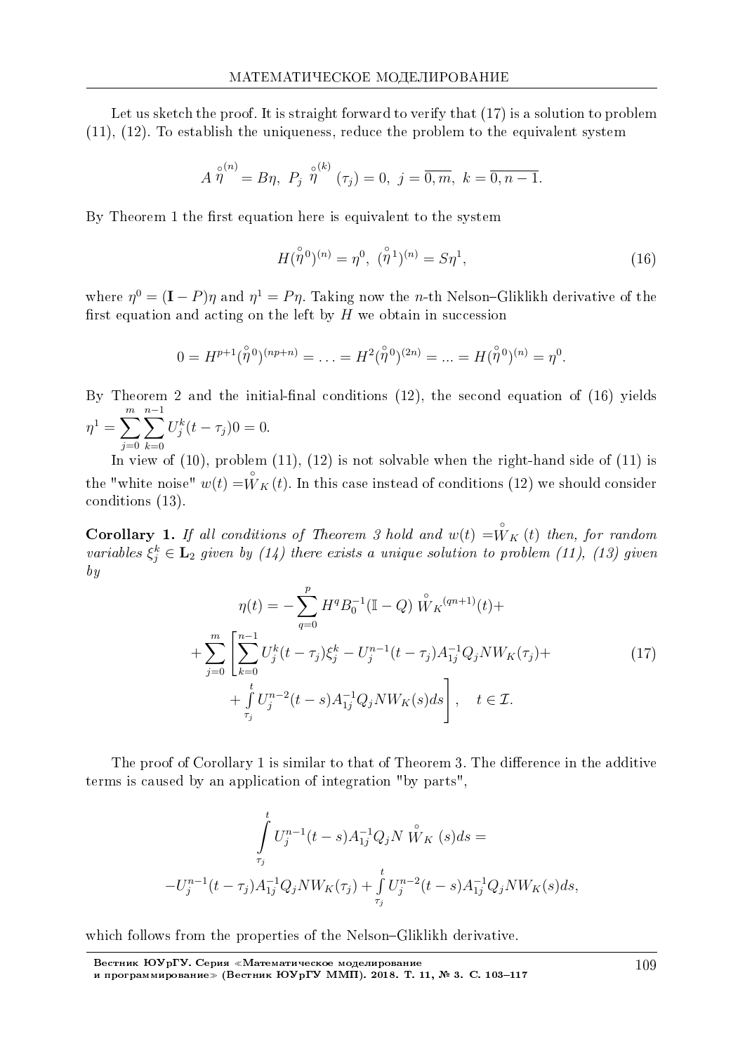Let us sketch the proof. It is straight forward to verify that (17) is a solution to problem (11), (12). To establish the uniqueness, reduce the problem to the equivalent system

$$A \overset{\circ}{\eta}^{(n)} = B\eta,\ P_j \overset{\circ}{\eta}^{(k)} (\tau_j) = 0,\ j = \overline{0, m},\ k = \overline{0, n-1}.$$

By Theorem 1 the first equation here is equivalent to the system

$$H(\overset{\circ}{\eta}^0)^{(n)} = \eta^0,\ (\overset{\circ}{\eta}^1)^{(n)} = S\eta^1, \tag{16}$$

where $\eta^0 = (\mathbf{I} - P)\eta$ and $\eta^1 = P\eta$. Taking now the $n$-th Nelson–Gliklikh derivative of the first equation and acting on the left by $H$ we obtain in succession

$$0 = H^{p+1}(\overset{\circ}{\eta}^0)^{(np+n)} = \ldots = H^2(\overset{\circ}{\eta}^0)^{(2n)} = \ldots = H(\overset{\circ}{\eta}^0)^{(n)} = \eta^0.$$

By Theorem 2 and the initial-final conditions (12), the second equation of (16) yields $\eta^1 = \sum\limits_{j=0}^{m} \sum\limits_{k=0}^{n-1} U_j^k(t - \tau_j)0 = 0.$

In view of (10), problem (11), (12) is not solvable when the right-hand side of (11) is the "white noise" $w(t) = \overset{\circ}{W}_K(t)$. In this case instead of conditions (12) we should consider conditions (13).

**Corollary 1.** *If all conditions of Theorem 3 hold and $w(t) = \overset{\circ}{W}_K(t)$ then, for random variables $\xi_j^k \in \mathbf{L}_2$ given by (14) there exists a unique solution to problem (11), (13) given by*

$$\begin{gathered}
\eta(t) = -\sum_{q=0}^{p} H^q B_0^{-1}(\mathbb{I} - Q) \overset{\circ}{W}_K^{(qn+1)}(t) + \\
+ \sum_{j=0}^{m} \left[ \sum_{k=0}^{n-1} U_j^k(t - \tau_j)\xi_j^k - U_j^{n-1}(t - \tau_j) A_{1j}^{-1} Q_j N W_K(\tau_j) + \right. \\
\left. + \int_{\tau_j}^{t} U_j^{n-2}(t - s) A_{1j}^{-1} Q_j N W_K(s) ds \right], \quad t \in \mathcal{I}.
\end{gathered} \tag{17}$$

The proof of Corollary 1 is similar to that of Theorem 3. The difference in the additive terms is caused by an application of integration "by parts",

$$\begin{gathered}
\int_{\tau_j}^{t} U_j^{n-1}(t - s) A_{1j}^{-1} Q_j N \overset{\circ}{W}_K(s) ds = \\
-U_j^{n-1}(t - \tau_j) A_{1j}^{-1} Q_j N W_K(\tau_j) + \int_{\tau_j}^{t} U_j^{n-2}(t - s) A_{1j}^{-1} Q_j N W_K(s) ds,
\end{gathered}$$

which follows from the properties of the Nelson–Gliklikh derivative.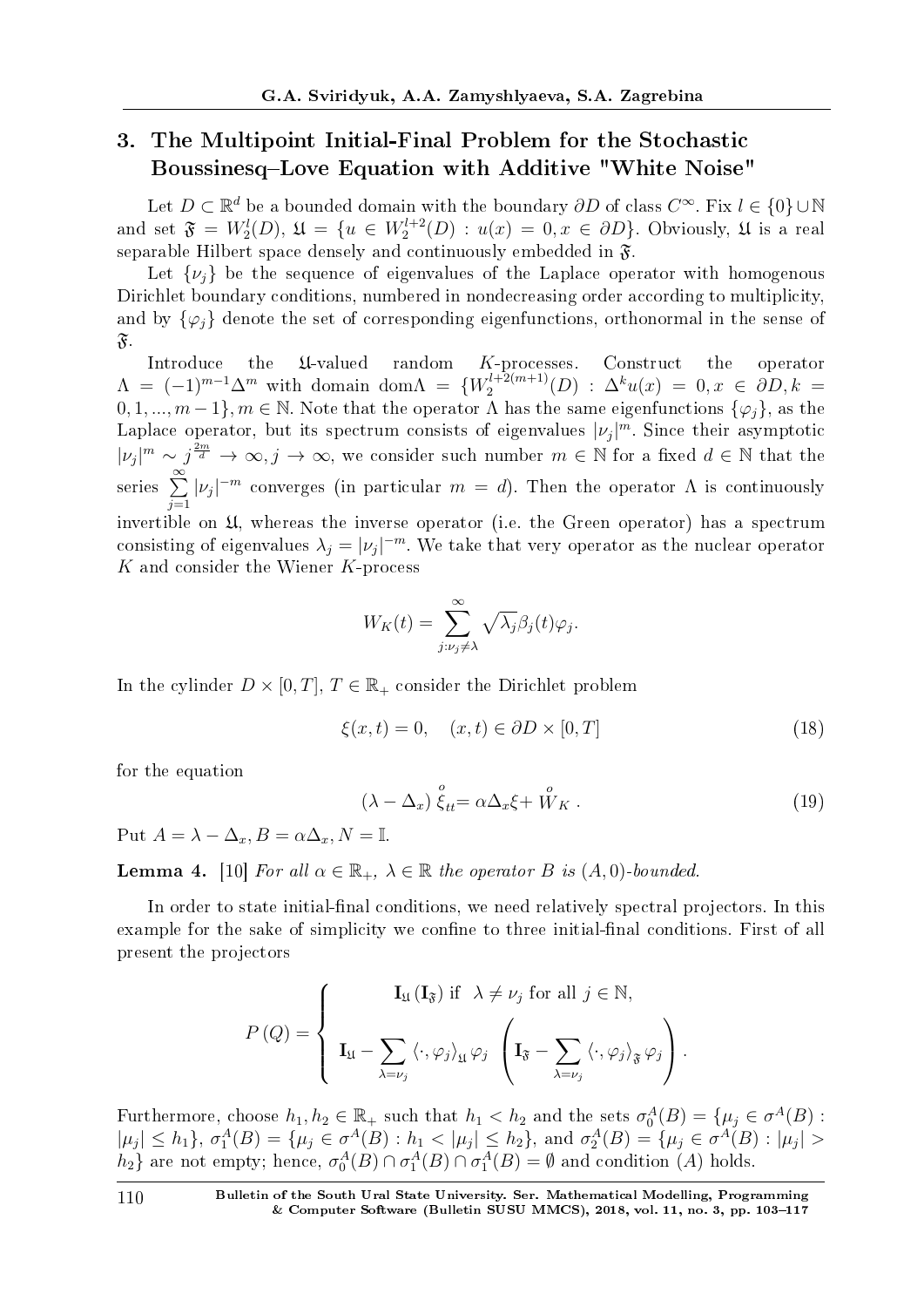## 3. The Multipoint Initial-Final Problem for the Stochastic Boussinesq–Love Equation with Additive "White Noise"

Let $D \subset \mathbb{R}^d$ be a bounded domain with the boundary $\partial D$ of class $C^\infty$. Fix $l \in \{0\} \cup \mathbb{N}$ and set $\mathfrak{F} = W_2^l(D)$, $\mathfrak{U} = \{u \in W_2^{l+2}(D) : u(x) = 0, x \in \partial D\}$. Obviously, $\mathfrak{U}$ is a real separable Hilbert space densely and continuously embedded in $\mathfrak{F}$.

Let $\{\nu_j\}$ be the sequence of eigenvalues of the Laplace operator with homogenous Dirichlet boundary conditions, numbered in nondecreasing order according to multiplicity, and by $\{\varphi_j\}$ denote the set of corresponding eigenfunctions, orthonormal in the sense of $\mathfrak{F}$.

Introduce the $\mathfrak{U}$-valued random $K$-processes. Construct the operator $\Lambda = (-1)^{m-1}\Delta^m$ with domain $\mathrm{dom}\Lambda = \{W_2^{l+2(m+1)}(D) : \Delta^k u(x) = 0, x \in \partial D, k = 0, 1, ..., m-1\}, m \in \mathbb{N}$. Note that the operator $\Lambda$ has the same eigenfunctions $\{\varphi_j\}$, as the Laplace operator, but its spectrum consists of eigenvalues $|\nu_j|^m$. Since their asymptotic $|\nu_j|^m \sim j^{\frac{2m}{d}} \to \infty, j \to \infty$, we consider such number $m \in \mathbb{N}$ for a fixed $d \in \mathbb{N}$ that the series $\sum\limits_{j=1}^{\infty} |\nu_j|^{-m}$ converges (in particular $m = d$). Then the operator $\Lambda$ is continuously invertible on $\mathfrak{U}$, whereas the inverse operator (i.e. the Green operator) has a spectrum consisting of eigenvalues $\lambda_j = |\nu_j|^{-m}$. We take that very operator as the nuclear operator $K$ and consider the Wiener $K$-process

$$W_K(t) = \sum_{j:\nu_j \neq \lambda}^{\infty} \sqrt{\lambda_j}\beta_j(t)\varphi_j.$$

In the cylinder $D \times [0, T]$, $T \in \mathbb{R}_+$ consider the Dirichlet problem

$$\xi(x,t) = 0, \quad (x,t) \in \partial D \times [0,T] \tag{18}$$

for the equation

$$(\lambda - \Delta_x) \overset{o}{\xi}_{tt} = \alpha \Delta_x \xi + \overset{o}{W}_K . \tag{19}$$

Put $A = \lambda - \Delta_x$, $B = \alpha \Delta_x$, $N = \mathbb{I}$.

**Lemma 4.** [10] *For all $\alpha \in \mathbb{R}_+$, $\lambda \in \mathbb{R}$ the operator $B$ is $(A, 0)$-bounded.*

In order to state initial-final conditions, we need relatively spectral projectors. In this example for the sake of simplicity we confine to three initial-final conditions. First of all present the projectors

$$P\,(Q) = \left\{ \begin{array}{c} \mathbb{I}_{\mathfrak{U}}\,(\mathbb{I}_{\mathfrak{F}}) \text{ if } \ \lambda \neq \nu_j \text{ for all } j \in \mathbb{N}, \\ \\ \mathbb{I}_{\mathfrak{U}} - \sum\limits_{\lambda = \nu_j} \langle \cdot, \varphi_j \rangle_{\mathfrak{U}} \varphi_j \ \left( \mathbb{I}_{\mathfrak{F}} - \sum\limits_{\lambda = \nu_j} \langle \cdot, \varphi_j \rangle_{\mathfrak{F}} \varphi_j \right). \end{array} \right.$$

Furthermore, choose $h_1, h_2 \in \mathbb{R}_+$ such that $h_1 < h_2$ and the sets $\sigma_0^A(B) = \{\mu_j \in \sigma^A(B) : |\mu_j| \leq h_1\}$, $\sigma_1^A(B) = \{\mu_j \in \sigma^A(B) : h_1 < |\mu_j| \leq h_2\}$, and $\sigma_2^A(B) = \{\mu_j \in \sigma^A(B) : |\mu_j| > h_2\}$ are not empty; hence, $\sigma_0^A(B) \cap \sigma_1^A(B) \cap \sigma_1^A(B) = \emptyset$ and condition (A) holds.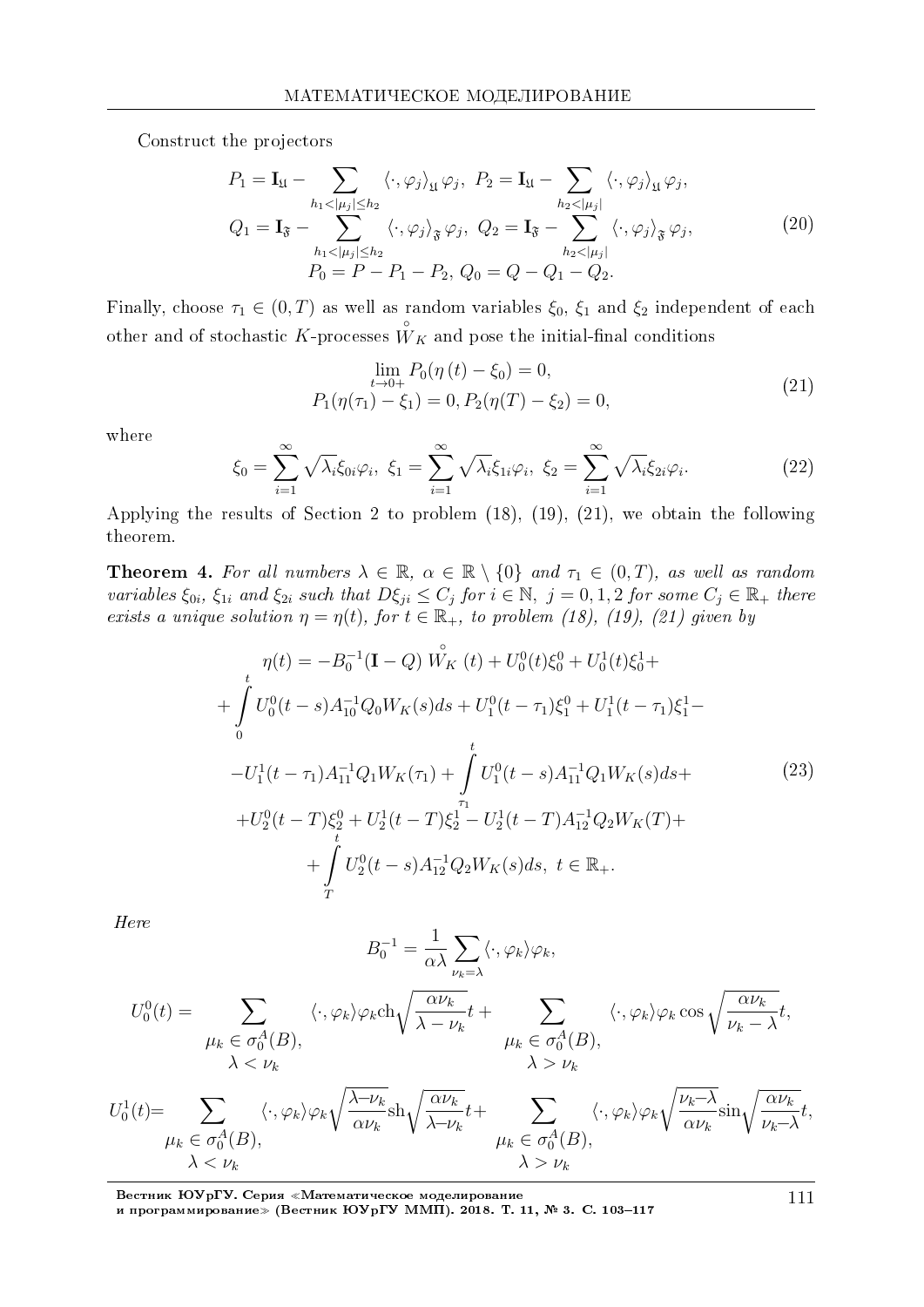Construct the projectors

$$
\begin{gathered}
P_1 = \mathbf{I}_{\mathfrak{U}} - \sum_{h_1 < |\mu_j| \le h_2} \langle \cdot, \varphi_j \rangle_{\mathfrak{U}} \varphi_j, \ P_2 = \mathbf{I}_{\mathfrak{U}} - \sum_{h_2 < |\mu_j|} \langle \cdot, \varphi_j \rangle_{\mathfrak{U}} \varphi_j, \\
Q_1 = \mathbf{I}_{\mathfrak{F}} - \sum_{h_1 < |\mu_j| \le h_2} \langle \cdot, \varphi_j \rangle_{\mathfrak{F}} \varphi_j, \ Q_2 = \mathbf{I}_{\mathfrak{F}} - \sum_{h_2 < |\mu_j|} \langle \cdot, \varphi_j \rangle_{\mathfrak{F}} \varphi_j, \\
P_0 = P - P_1 - P_2, \ Q_0 = Q - Q_1 - Q_2.
\end{gathered} \tag{20}
$$

Finally, choose $\tau_1 \in (0, T)$ as well as random variables $\xi_0$, $\xi_1$ and $\xi_2$ independent of each other and of stochastic $K$-processes $\overset{\circ}{W}_K$ and pose the initial-final conditions

$$
\begin{gathered}
\lim_{t \to 0+} P_0(\eta(t) - \xi_0) = 0, \\
P_1(\eta(\tau_1) - \xi_1) = 0, P_2(\eta(T) - \xi_2) = 0,
\end{gathered} \tag{21}
$$

where

$$
\xi_0 = \sum_{i=1}^{\infty} \sqrt{\lambda_i} \xi_{0i} \varphi_i, \ \xi_1 = \sum_{i=1}^{\infty} \sqrt{\lambda_i} \xi_{1i} \varphi_i, \ \xi_2 = \sum_{i=1}^{\infty} \sqrt{\lambda_i} \xi_{2i} \varphi_i. \tag{22}
$$

Applying the results of Section 2 to problem (18), (19), (21), we obtain the following theorem.

**Theorem 4.** *For all numbers $\lambda \in \mathbb{R}$, $\alpha \in \mathbb{R} \setminus \{0\}$ and $\tau_1 \in (0, T)$, as well as random variables $\xi_{0i}$, $\xi_{1i}$ and $\xi_{2i}$ such that $D\xi_{ji} \le C_j$ for $i \in \mathbb{N}$, $j = 0, 1, 2$ for some $C_j \in \mathbb{R}_+$ there exists a unique solution $\eta = \eta(t)$, for $t \in \mathbb{R}_+$, to problem (18), (19), (21) given by*

$$
\begin{gathered}
\eta(t) = -B_0^{-1}(\mathbf{I} - Q) \overset{\circ}{W}_K(t) + U_0^0(t)\xi_0^0 + U_0^1(t)\xi_0^1 + \\
+ \int_0^t U_0^0(t-s) A_{10}^{-1} Q_0 W_K(s) ds + U_1^0(t - \tau_1)\xi_1^0 + U_1^1(t - \tau_1)\xi_1^1 - \\
- U_1^1(t - \tau_1) A_{11}^{-1} Q_1 W_K(\tau_1) + \int_{\tau_1}^t U_1^0(t-s) A_{11}^{-1} Q_1 W_K(s) ds + \\
+ U_2^0(t - T)\xi_2^0 + U_2^1(t - T)\xi_2^1 - U_2^1(t - T) A_{12}^{-1} Q_2 W_K(T) + \\
+ \int_T^t U_2^0(t-s) A_{12}^{-1} Q_2 W_K(s) ds, \ t \in \mathbb{R}_+.
\end{gathered} \tag{23}
$$

*Here*

$$
B_0^{-1} = \frac{1}{\alpha\lambda} \sum_{\nu_k = \lambda} \langle \cdot, \varphi_k \rangle \varphi_k,
$$

$$
U_0^0(t) = \sum_{\substack{\mu_k \in \sigma_0^A(B), \\ \lambda < \nu_k}} \langle \cdot, \varphi_k \rangle \varphi_k \operatorname{ch} \sqrt{\frac{\alpha\nu_k}{\lambda - \nu_k}} t + \sum_{\substack{\mu_k \in \sigma_0^A(B), \\ \lambda > \nu_k}} \langle \cdot, \varphi_k \rangle \varphi_k \cos \sqrt{\frac{\alpha\nu_k}{\nu_k - \lambda}} t,
$$

$$
U_0^1(t) = \sum_{\substack{\mu_k \in \sigma_0^A(B), \\ \lambda < \nu_k}} \langle \cdot, \varphi_k \rangle \varphi_k \sqrt{\frac{\lambda - \nu_k}{\alpha\nu_k}} \operatorname{sh} \sqrt{\frac{\alpha\nu_k}{\lambda - \nu_k}} t + \sum_{\substack{\mu_k \in \sigma_0^A(B), \\ \lambda > \nu_k}} \langle \cdot, \varphi_k \rangle \varphi_k \sqrt{\frac{\nu_k - \lambda}{\alpha\nu_k}} \sin \sqrt{\frac{\alpha\nu_k}{\nu_k - \lambda}} t,
$$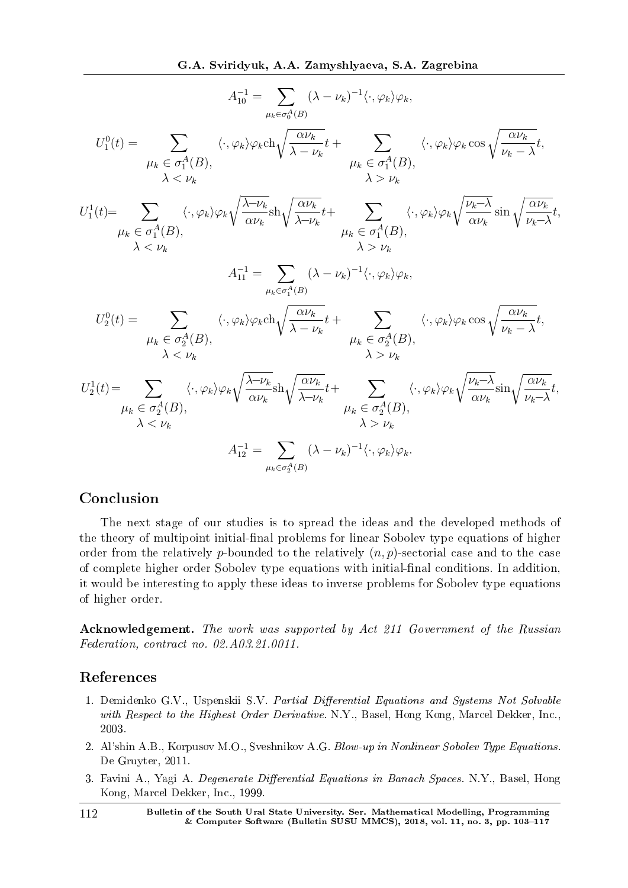$$A_{10}^{-1} = \sum_{\mu_k \in \sigma_0^A(B)} (\lambda - \nu_k)^{-1} \langle \cdot, \varphi_k \rangle \varphi_k,$$

$$U_1^0(t) = \sum_{\substack{\mu_k \in \sigma_1^A(B), \\ \lambda < \nu_k}} \langle \cdot, \varphi_k \rangle \varphi_k \mathrm{ch} \sqrt{\frac{\alpha \nu_k}{\lambda - \nu_k}} t + \sum_{\substack{\mu_k \in \sigma_1^A(B), \\ \lambda > \nu_k}} \langle \cdot, \varphi_k \rangle \varphi_k \cos \sqrt{\frac{\alpha \nu_k}{\nu_k - \lambda}} t,$$

$$U_1^1(t) = \sum_{\substack{\mu_k \in \sigma_1^A(B), \\ \lambda < \nu_k}} \langle \cdot, \varphi_k \rangle \varphi_k \sqrt{\frac{\lambda - \nu_k}{\alpha \nu_k}} \mathrm{sh} \sqrt{\frac{\alpha \nu_k}{\lambda - \nu_k}} t + \sum_{\substack{\mu_k \in \sigma_1^A(B), \\ \lambda > \nu_k}} \langle \cdot, \varphi_k \rangle \varphi_k \sqrt{\frac{\nu_k - \lambda}{\alpha \nu_k}} \sin \sqrt{\frac{\alpha \nu_k}{\nu_k - \lambda}} t,$$

$$A_{11}^{-1} = \sum_{\mu_k \in \sigma_1^A(B)} (\lambda - \nu_k)^{-1} \langle \cdot, \varphi_k \rangle \varphi_k,$$

$$U_2^0(t) = \sum_{\substack{\mu_k \in \sigma_2^A(B), \\ \lambda < \nu_k}} \langle \cdot, \varphi_k \rangle \varphi_k \mathrm{ch} \sqrt{\frac{\alpha \nu_k}{\lambda - \nu_k}} t + \sum_{\substack{\mu_k \in \sigma_2^A(B), \\ \lambda > \nu_k}} \langle \cdot, \varphi_k \rangle \varphi_k \cos \sqrt{\frac{\alpha \nu_k}{\nu_k - \lambda}} t,$$

$$U_2^1(t) = \sum_{\substack{\mu_k \in \sigma_2^A(B), \\ \lambda < \nu_k}} \langle \cdot, \varphi_k \rangle \varphi_k \sqrt{\frac{\lambda - \nu_k}{\alpha \nu_k}} \mathrm{sh} \sqrt{\frac{\alpha \nu_k}{\lambda - \nu_k}} t + \sum_{\substack{\mu_k \in \sigma_2^A(B), \\ \lambda > \nu_k}} \langle \cdot, \varphi_k \rangle \varphi_k \sqrt{\frac{\nu_k - \lambda}{\alpha \nu_k}} \sin \sqrt{\frac{\alpha \nu_k}{\nu_k - \lambda}} t,$$

$$A_{12}^{-1} = \sum_{\mu_k \in \sigma_2^A(B)} (\lambda - \nu_k)^{-1} \langle \cdot, \varphi_k \rangle \varphi_k.$$

## Conclusion

The next stage of our studies is to spread the ideas and the developed methods of the theory of multipoint initial-final problems for linear Sobolev type equations of higher order from the relatively $p$-bounded to the relatively $(n, p)$-sectorial case and to the case of complete higher order Sobolev type equations with initial-final conditions. In addition, it would be interesting to apply these ideas to inverse problems for Sobolev type equations of higher order.

**Acknowledgement.** *The work was supported by Act 211 Government of the Russian Federation, contract no. 02.A03.21.0011.*

## References

1. Demidenko G.V., Uspenskii S.V. *Partial Differential Equations and Systems Not Solvable with Respect to the Highest Order Derivative.* N.Y., Basel, Hong Kong, Marcel Dekker, Inc., 2003.
2. Al'shin A.B., Korpusov M.O., Sveshnikov A.G. *Blow-up in Nonlinear Sobolev Type Equations.* De Gruyter, 2011.
3. Favini A., Yagi A. *Degenerate Differential Equations in Banach Spaces.* N.Y., Basel, Hong Kong, Marcel Dekker, Inc., 1999.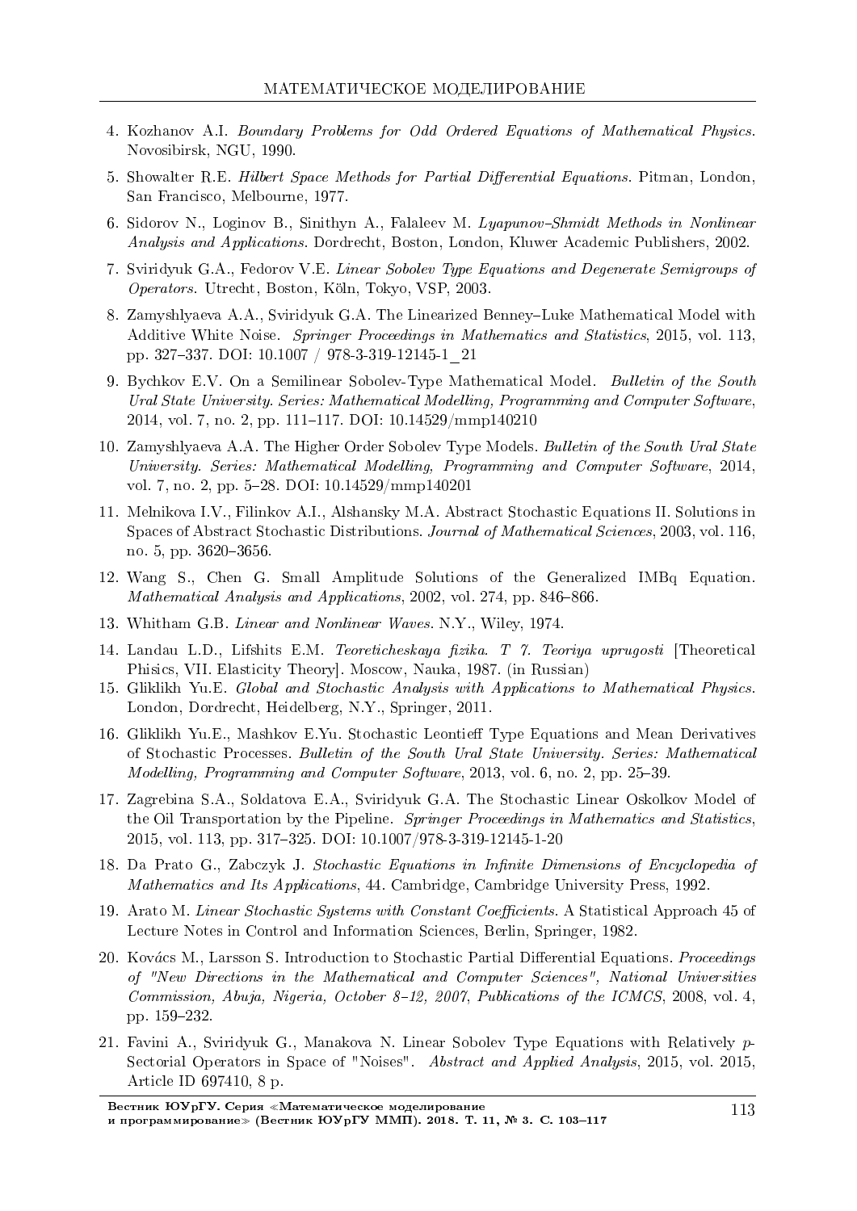4. Kozhanov A.I. *Boundary Problems for Odd Ordered Equations of Mathematical Physics*. Novosibirsk, NGU, 1990.

5. Showalter R.E. *Hilbert Space Methods for Partial Differential Equations*. Pitman, London, San Francisco, Melbourne, 1977.

6. Sidorov N., Loginov B., Sinithyn A., Falaleev M. *Lyapunov–Shmidt Methods in Nonlinear Analysis and Applications*. Dordrecht, Boston, London, Kluwer Academic Publishers, 2002.

7. Sviridyuk G.A., Fedorov V.E. *Linear Sobolev Type Equations and Degenerate Semigroups of Operators*. Utrecht, Boston, Köln, Tokyo, VSP, 2003.

8. Zamyshlyaeva A.A., Sviridyuk G.A. The Linearized Benney–Luke Mathematical Model with Additive White Noise. *Springer Proceedings in Mathematics and Statistics*, 2015, vol. 113, pp. 327–337. DOI: 10.1007 / 978-3-319-12145-1_21

9. Bychkov E.V. On a Semilinear Sobolev-Type Mathematical Model. *Bulletin of the South Ural State University. Series: Mathematical Modelling, Programming and Computer Software*, 2014, vol. 7, no. 2, pp. 111–117. DOI: 10.14529/mmp140210

10. Zamyshlyaeva A.A. The Higher Order Sobolev Type Models. *Bulletin of the South Ural State University. Series: Mathematical Modelling, Programming and Computer Software*, 2014, vol. 7, no. 2, pp. 5–28. DOI: 10.14529/mmp140201

11. Melnikova I.V., Filinkov A.I., Alshansky M.A. Abstract Stochastic Equations II. Solutions in Spaces of Abstract Stochastic Distributions. *Journal of Mathematical Sciences*, 2003, vol. 116, no. 5, pp. 3620–3656.

12. Wang S., Chen G. Small Amplitude Solutions of the Generalized IMBq Equation. *Mathematical Analysis and Applications*, 2002, vol. 274, pp. 846–866.

13. Whitham G.B. *Linear and Nonlinear Waves*. N.Y., Wiley, 1974.

14. Landau L.D., Lifshits E.M. *Teoreticheskaya fizika. T 7. Teoriya uprugosti* [Theoretical Phisics, VII. Elasticity Theory]. Moscow, Nauka, 1987. (in Russian)

15. Gliklikh Yu.E. *Global and Stochastic Analysis with Applications to Mathematical Physics*. London, Dordrecht, Heidelberg, N.Y., Springer, 2011.

16. Gliklikh Yu.E., Mashkov E.Yu. Stochastic Leontieff Type Equations and Mean Derivatives of Stochastic Processes. *Bulletin of the South Ural State University. Series: Mathematical Modelling, Programming and Computer Software*, 2013, vol. 6, no. 2, pp. 25–39.

17. Zagrebina S.A., Soldatova E.A., Sviridyuk G.A. The Stochastic Linear Oskolkov Model of the Oil Transportation by the Pipeline. *Springer Proceedings in Mathematics and Statistics*, 2015, vol. 113, pp. 317–325. DOI: 10.1007/978-3-319-12145-1-20

18. Da Prato G., Zabczyk J. *Stochastic Equations in Infinite Dimensions of Encyclopedia of Mathematics and Its Applications*, 44. Cambridge, Cambridge University Press, 1992.

19. Arato M. *Linear Stochastic Systems with Constant Coefficients*. A Statistical Approach 45 of Lecture Notes in Control and Information Sciences, Berlin, Springer, 1982.

20. Kovács M., Larsson S. Introduction to Stochastic Partial Differential Equations. *Proceedings of "New Directions in the Mathematical and Computer Sciences", National Universities Commission, Abuja, Nigeria, October 8–12, 2007, Publications of the ICMCS*, 2008, vol. 4, pp. 159–232.

21. Favini A., Sviridyuk G., Manakova N. Linear Sobolev Type Equations with Relatively $p$-Sectorial Operators in Space of "Noises". *Abstract and Applied Analysis*, 2015, vol. 2015, Article ID 697410, 8 p.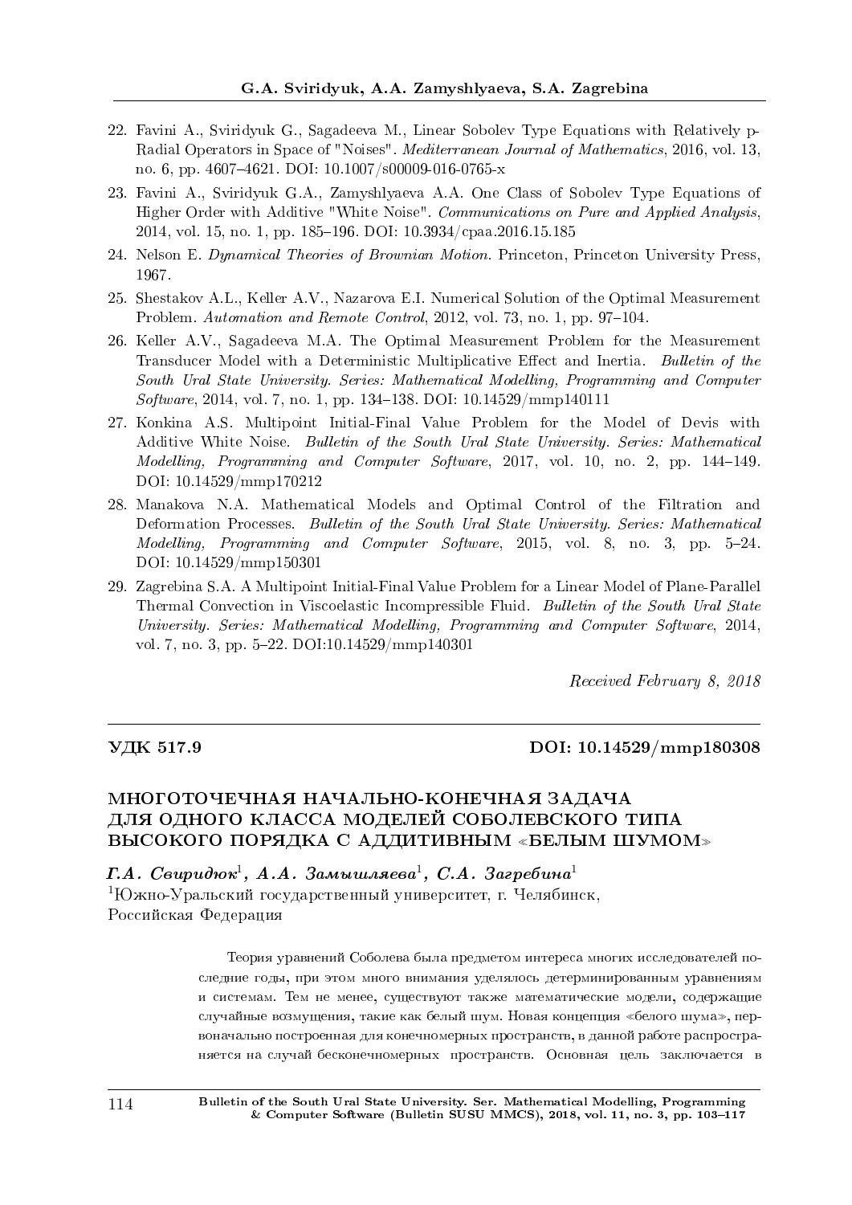22. Favini A., Sviridyuk G., Sagadeeva M., Linear Sobolev Type Equations with Relatively p-Radial Operators in Space of "Noises". *Mediterranean Journal of Mathematics*, 2016, vol. 13, no. 6, pp. 4607–4621. DOI: 10.1007/s00009-016-0765-x
23. Favini A., Sviridyuk G.A., Zamyshlyaeva A.A. One Class of Sobolev Type Equations of Higher Order with Additive "White Noise". *Communications on Pure and Applied Analysis*, 2014, vol. 15, no. 1, pp. 185–196. DOI: 10.3934/cpaa.2016.15.185
24. Nelson E. *Dynamical Theories of Brownian Motion.* Princeton, Princeton University Press, 1967.
25. Shestakov A.L., Keller A.V., Nazarova E.I. Numerical Solution of the Optimal Measurement Problem. *Automation and Remote Control*, 2012, vol. 73, no. 1, pp. 97–104.
26. Keller A.V., Sagadeeva M.A. The Optimal Measurement Problem for the Measurement Transducer Model with a Deterministic Multiplicative Effect and Inertia. *Bulletin of the South Ural State University. Series: Mathematical Modelling, Programming and Computer Software*, 2014, vol. 7, no. 1, pp. 134–138. DOI: 10.14529/mmp140111
27. Konkina A.S. Multipoint Initial-Final Value Problem for the Model of Devis with Additive White Noise. *Bulletin of the South Ural State University. Series: Mathematical Modelling, Programming and Computer Software*, 2017, vol. 10, no. 2, pp. 144–149. DOI: 10.14529/mmp170212
28. Manakova N.A. Mathematical Models and Optimal Control of the Filtration and Deformation Processes. *Bulletin of the South Ural State University. Series: Mathematical Modelling, Programming and Computer Software*, 2015, vol. 8, no. 3, pp. 5–24. DOI: 10.14529/mmp150301
29. Zagrebina S.A. A Multipoint Initial-Final Value Problem for a Linear Model of Plane-Parallel Thermal Convection in Viscoelastic Incompressible Fluid. *Bulletin of the South Ural State University. Series: Mathematical Modelling, Programming and Computer Software*, 2014, vol. 7, no. 3, pp. 5–22. DOI:10.14529/mmp140301

*Received February 8, 2018*

---

**УДК 517.9** **DOI: 10.14529/mmp180308**

# МНОГОТОЧЕЧНАЯ НАЧАЛЬНО-КОНЕЧНАЯ ЗАДАЧА ДЛЯ ОДНОГО КЛАССА МОДЕЛЕЙ СОБОЛЕВСКОГО ТИПА ВЫСОКОГО ПОРЯДКА С АДДИТИВНЫМ «БЕЛЫМ ШУМОМ»

***Г.А. Свиридюк*[1], *А.А. Замышляева*[1], *С.А. Загребина*[1]**

[1]Южно-Уральский государственный университет, г. Челябинск, Российская Федерация

Теория уравнений Соболева была предметом интереса многих исследователей последние годы, при этом много внимания уделялось детерминированным уравнениям и системам. Тем не менее, существуют также математические модели, содержащие случайные возмущения, такие как белый шум. Новая концепция «белого шума», первоначально построенная для конечномерных пространств, в данной работе распространяется на случай бесконечномерных пространств. Основная цель заключается в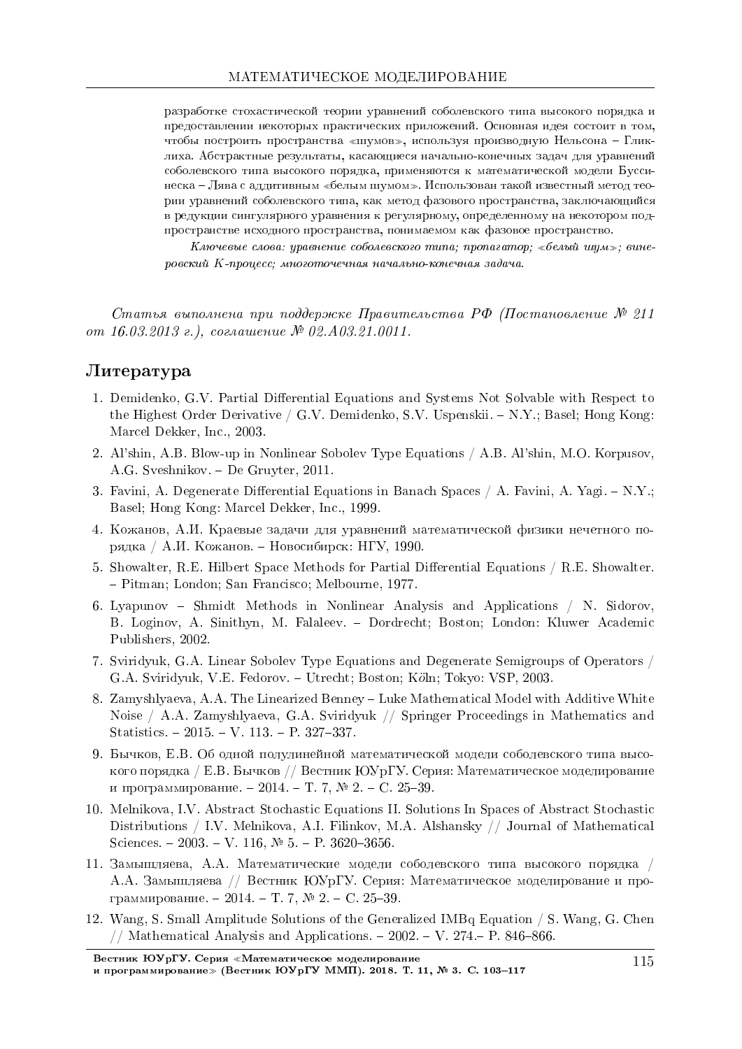разработке стохастической теории уравнений соболевского типа высокого порядка и предоставлении некоторых практических приложений. Основная идея состоит в том, чтобы построить пространства «шумов», используя производную Нельсона – Гликлиха. Абстрактные результаты, касающиеся начально-конечных задач для уравнений соболевского типа высокого порядка, применяются к математической модели Буссинеска – Лява с аддитивным «белым шумом». Использован такой известный метод теории уравнений соболевского типа, как метод фазового пространства, заключающийся в редукции сингулярного уравнения к регулярному, определенному на некотором подпространстве исходного пространства, понимаемом как фазовое пространство.

*Ключевые слова: уравнение соболевского типа; пропагатор; «белый шум»; винеровский K-процесс; многоточечная начально-конечная задача.*

*Статья выполнена при поддержке Правительства РФ (Постановление № 211 от 16.03.2013 г.), соглашение № 02.A03.21.0011.*

## Литература

1. Demidenko, G.V. Partial Differential Equations and Systems Not Solvable with Respect to the Highest Order Derivative / G.V. Demidenko, S.V. Uspenskii. – N.Y.; Basel; Hong Kong: Marcel Dekker, Inc., 2003.
2. Al'shin, A.B. Blow-up in Nonlinear Sobolev Type Equations / A.B. Al'shin, M.O. Korpusov, A.G. Sveshnikov. – De Gruyter, 2011.
3. Favini, A. Degenerate Differential Equations in Banach Spaces / A. Favini, A. Yagi. – N.Y.; Basel; Hong Kong: Marcel Dekker, Inc., 1999.
4. Кожанов, А.И. Краевые задачи для уравнений математической физики нечетного порядка / А.И. Кожанов. – Новосибирск: НГУ, 1990.
5. Showalter, R.E. Hilbert Space Methods for Partial Differential Equations / R.E. Showalter. – Pitman; London; San Francisco; Melbourne, 1977.
6. Lyapunov – Shmidt Methods in Nonlinear Analysis and Applications / N. Sidorov, B. Loginov, A. Sinithyn, M. Falaleev. – Dordrecht; Boston; London: Kluwer Academic Publishers, 2002.
7. Sviridyuk, G.A. Linear Sobolev Type Equations and Degenerate Semigroups of Operators / G.A. Sviridyuk, V.E. Fedorov. – Utrecht; Boston; Köln; Tokyo: VSP, 2003.
8. Zamyshlyaeva, A.A. The Linearized Benney – Luke Mathematical Model with Additive White Noise / A.A. Zamyshlyaeva, G.A. Sviridyuk // Springer Proceedings in Mathematics and Statistics. – 2015. – V. 113. – P. 327–337.
9. Бычков, Е.В. Об одной полулинейной математической модели соболевского типа высокого порядка / Е.В. Бычков // Вестник ЮУрГУ. Серия: Математическое моделирование и программирование. – 2014. – Т. 7, № 2. – С. 25–39.
10. Melnikova, I.V. Abstract Stochastic Equations II. Solutions In Spaces of Abstract Stochastic Distributions / I.V. Melnikova, A.I. Filinkov, M.A. Alshansky // Journal of Mathematical Sciences. – 2003. – V. 116, № 5. – P. 3620–3656.
11. Замышляева, А.А. Математические модели соболевского типа высокого порядка / А.А. Замышляева // Вестник ЮУрГУ. Серия: Математическое моделирование и программирование. – 2014. – Т. 7, № 2. – С. 25–39.
12. Wang, S. Small Amplitude Solutions of the Generalized IMBq Equation / S. Wang, G. Chen // Mathematical Analysis and Applications. – 2002. – V. 274.– P. 846–866.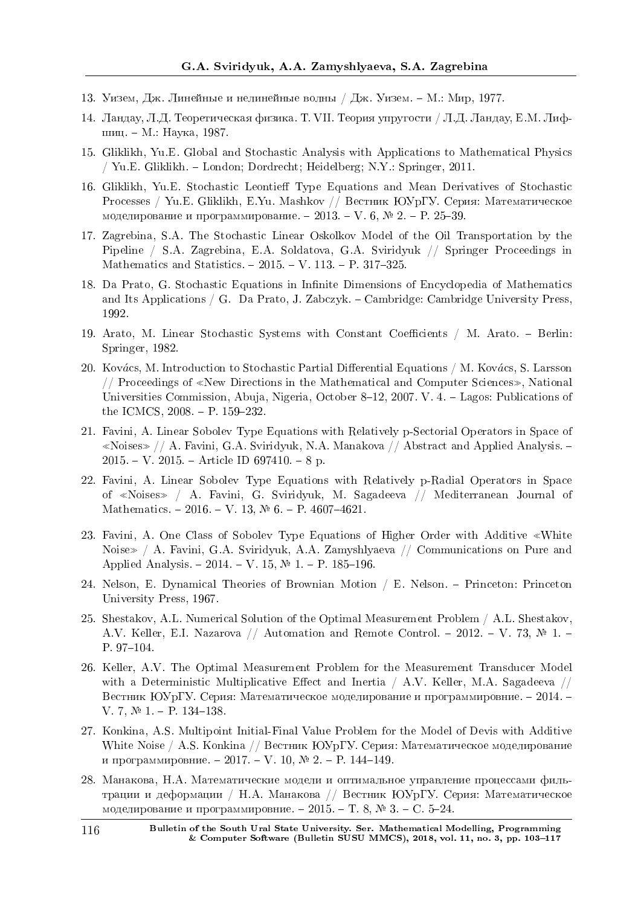13. Уизем, Дж. Линейные и нелинейные волны / Дж. Уизем. – М.: Мир, 1977.

14. Ландау, Л.Д. Теоретическая физика. Т. VII. Теория упругости / Л.Д. Ландау, Е.М. Лифшиц. – М.: Наука, 1987.

15. Gliklikh, Yu.E. Global and Stochastic Analysis with Applications to Mathematical Physics / Yu.E. Gliklikh. – London; Dordrecht; Heidelberg; N.Y.: Springer, 2011.

16. Gliklikh, Yu.E. Stochastic Leontieff Type Equations and Mean Derivatives of Stochastic Processes / Yu.E. Gliklikh, E.Yu. Mashkov // Вестник ЮУрГУ. Серия: Математическое моделирование и программирование. – 2013. – V. 6, № 2. – P. 25–39.

17. Zagrebina, S.A. The Stochastic Linear Oskolkov Model of the Oil Transportation by the Pipeline / S.A. Zagrebina, E.A. Soldatova, G.A. Sviridyuk // Springer Proceedings in Mathematics and Statistics. – 2015. – V. 113. – P. 317–325.

18. Da Prato, G. Stochastic Equations in Infinite Dimensions of Encyclopedia of Mathematics and Its Applications / G. Da Prato, J. Zabczyk. – Cambridge: Cambridge University Press, 1992.

19. Arato, M. Linear Stochastic Systems with Constant Coefficients / M. Arato. – Berlin: Springer, 1982.

20. Kovács, M. Introduction to Stochastic Partial Differential Equations / M. Kovács, S. Larsson // Proceedings of «New Directions in the Mathematical and Computer Sciences», National Universities Commission, Abuja, Nigeria, October 8–12, 2007. V. 4. – Lagos: Publications of the ICMCS, 2008. – P. 159–232.

21. Favini, A. Linear Sobolev Type Equations with Relatively p-Sectorial Operators in Space of «Noises» // A. Favini, G.A. Sviridyuk, N.A. Manakova // Abstract and Applied Analysis. – 2015. – V. 2015. – Article ID 697410. – 8 p.

22. Favini, A. Linear Sobolev Type Equations with Relatively p-Radial Operators in Space of «Noises» / A. Favini, G. Sviridyuk, M. Sagadeeva // Mediterranean Journal of Mathematics. – 2016. – V. 13, № 6. – P. 4607–4621.

23. Favini, A. One Class of Sobolev Type Equations of Higher Order with Additive «White Noise» / A. Favini, G.A. Sviridyuk, A.A. Zamyshlyaeva // Communications on Pure and Applied Analysis. – 2014. – V. 15, № 1. – P. 185–196.

24. Nelson, E. Dynamical Theories of Brownian Motion / E. Nelson. – Princeton: Princeton University Press, 1967.

25. Shestakov, A.L. Numerical Solution of the Optimal Measurement Problem / A.L. Shestakov, A.V. Keller, E.I. Nazarova // Automation and Remote Control. – 2012. – V. 73, № 1. – P. 97–104.

26. Keller, A.V. The Optimal Measurement Problem for the Measurement Transducer Model with a Deterministic Multiplicative Effect and Inertia / A.V. Keller, M.A. Sagadeeva // Вестник ЮУрГУ. Серия: Математическое моделирование и программировние. – 2014. – V. 7, № 1. – P. 134–138.

27. Konkina, A.S. Multipoint Initial-Final Value Problem for the Model of Devis with Additive White Noise / A.S. Konkina // Вестник ЮУрГУ. Серия: Математическое моделирование и программировние. – 2017. – V. 10, № 2. – P. 144–149.

28. Манакова, Н.А. Математические модели и оптимальное управление процессами фильтрации и деформации / Н.А. Манакова // Вестник ЮУрГУ. Серия: Математическое моделирование и программировние. – 2015. – Т. 8, № 3. – С. 5–24.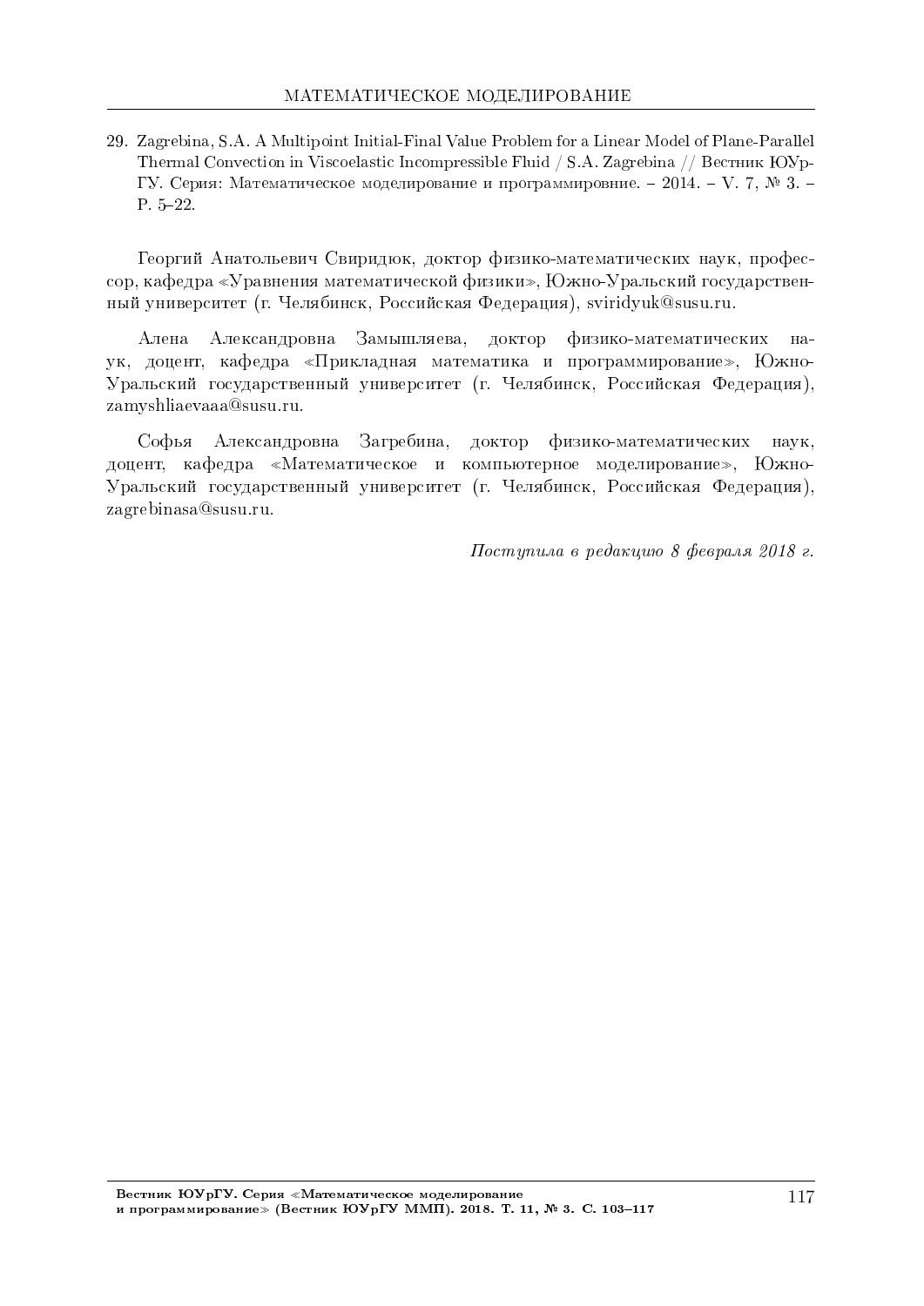29. Zagrebina, S.A. A Multipoint Initial-Final Value Problem for a Linear Model of Plane-Parallel Thermal Convection in Viscoelastic Incompressible Fluid / S.A. Zagrebina // Вестник ЮУрГУ. Серия: Математическое моделирование и программировние. – 2014. – V. 7, № 3. – P. 5–22.

Георгий Анатольевич Свиридюк, доктор физико-математических наук, профессор, кафедра «Уравнения математической физики», Южно-Уральский государственный университет (г. Челябинск, Российская Федерация), sviridyuk@susu.ru.

Алена Александровна Замышляева, доктор физико-математических наук, доцент, кафедра «Прикладная математика и программирование», Южно-Уральский государственный университет (г. Челябинск, Российская Федерация), zamyshliaevaaa@susu.ru.

Софья Александровна Загребина, доктор физико-математических наук, доцент, кафедра «Математическое и компьютерное моделирование», Южно-Уральский государственный университет (г. Челябинск, Российская Федерация), zagrebinasa@susu.ru.

*Поступила в редакцию 8 февраля 2018 г.*